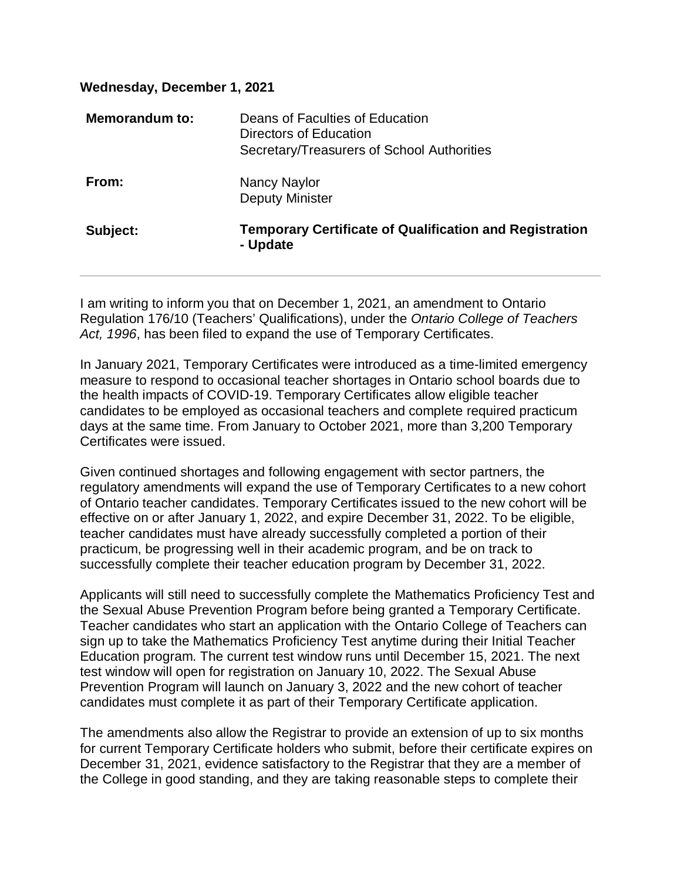**Wednesday, December 1, 2021**

| | |
|---|---|
| **Memorandum to:** | Deans of Faculties of Education<br>Directors of Education<br>Secretary/Treasurers of School Authorities |
| **From:** | Nancy Naylor<br>Deputy Minister |
| **Subject:** | **Temporary Certificate of Qualification and Registration - Update** |

---

I am writing to inform you that on December 1, 2021, an amendment to Ontario Regulation 176/10 (Teachers' Qualifications), under the *Ontario College of Teachers Act, 1996*, has been filed to expand the use of Temporary Certificates.

In January 2021, Temporary Certificates were introduced as a time-limited emergency measure to respond to occasional teacher shortages in Ontario school boards due to the health impacts of COVID-19. Temporary Certificates allow eligible teacher candidates to be employed as occasional teachers and complete required practicum days at the same time. From January to October 2021, more than 3,200 Temporary Certificates were issued.

Given continued shortages and following engagement with sector partners, the regulatory amendments will expand the use of Temporary Certificates to a new cohort of Ontario teacher candidates. Temporary Certificates issued to the new cohort will be effective on or after January 1, 2022, and expire December 31, 2022. To be eligible, teacher candidates must have already successfully completed a portion of their practicum, be progressing well in their academic program, and be on track to successfully complete their teacher education program by December 31, 2022.

Applicants will still need to successfully complete the Mathematics Proficiency Test and the Sexual Abuse Prevention Program before being granted a Temporary Certificate. Teacher candidates who start an application with the Ontario College of Teachers can sign up to take the Mathematics Proficiency Test anytime during their Initial Teacher Education program. The current test window runs until December 15, 2021. The next test window will open for registration on January 10, 2022. The Sexual Abuse Prevention Program will launch on January 3, 2022 and the new cohort of teacher candidates must complete it as part of their Temporary Certificate application.

The amendments also allow the Registrar to provide an extension of up to six months for current Temporary Certificate holders who submit, before their certificate expires on December 31, 2021, evidence satisfactory to the Registrar that they are a member of the College in good standing, and they are taking reasonable steps to complete their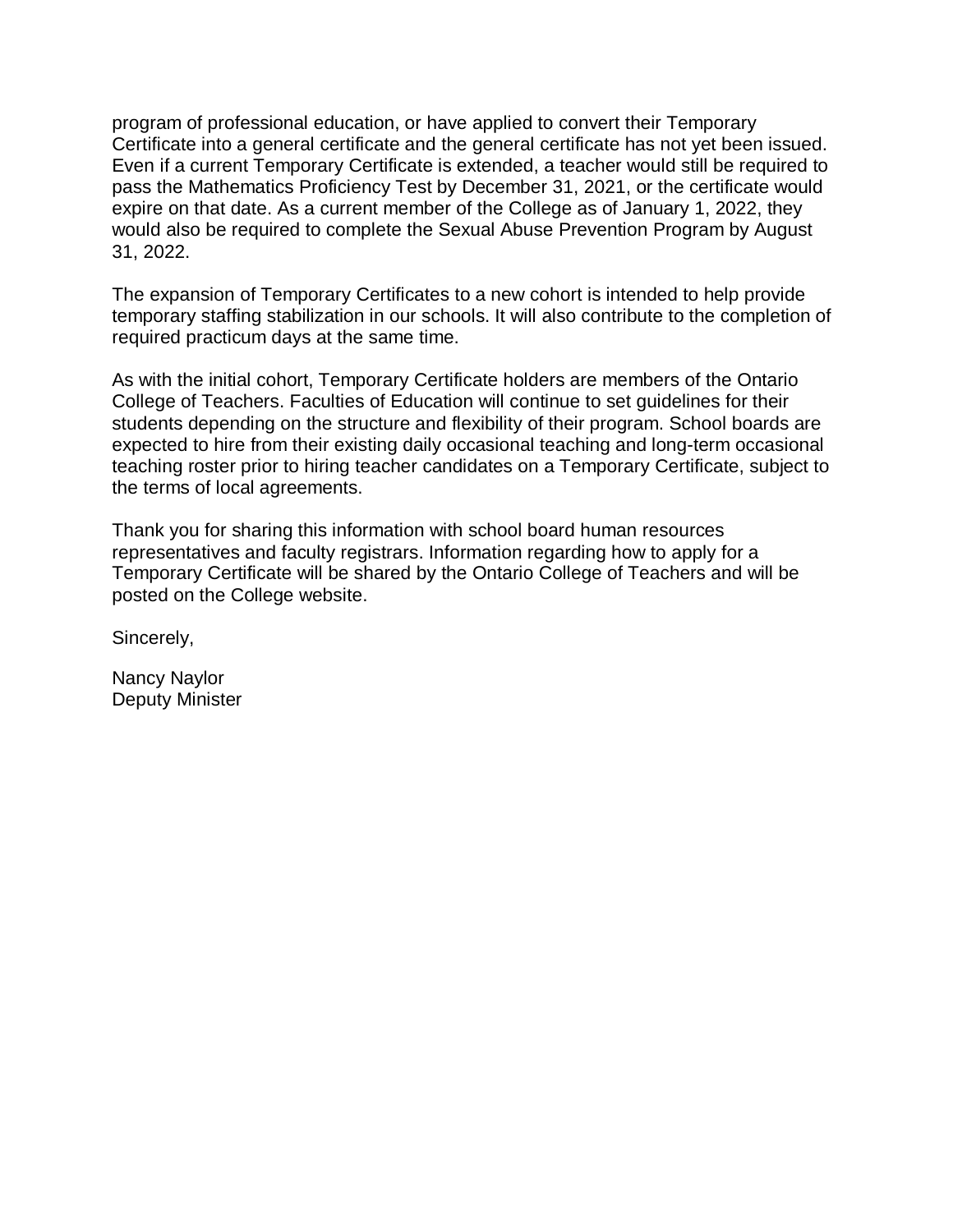program of professional education, or have applied to convert their Temporary Certificate into a general certificate and the general certificate has not yet been issued. Even if a current Temporary Certificate is extended, a teacher would still be required to pass the Mathematics Proficiency Test by December 31, 2021, or the certificate would expire on that date. As a current member of the College as of January 1, 2022, they would also be required to complete the Sexual Abuse Prevention Program by August 31, 2022.

The expansion of Temporary Certificates to a new cohort is intended to help provide temporary staffing stabilization in our schools. It will also contribute to the completion of required practicum days at the same time.

As with the initial cohort, Temporary Certificate holders are members of the Ontario College of Teachers. Faculties of Education will continue to set guidelines for their students depending on the structure and flexibility of their program. School boards are expected to hire from their existing daily occasional teaching and long-term occasional teaching roster prior to hiring teacher candidates on a Temporary Certificate, subject to the terms of local agreements.

Thank you for sharing this information with school board human resources representatives and faculty registrars. Information regarding how to apply for a Temporary Certificate will be shared by the Ontario College of Teachers and will be posted on the College website.

Sincerely,

Nancy Naylor  
Deputy Minister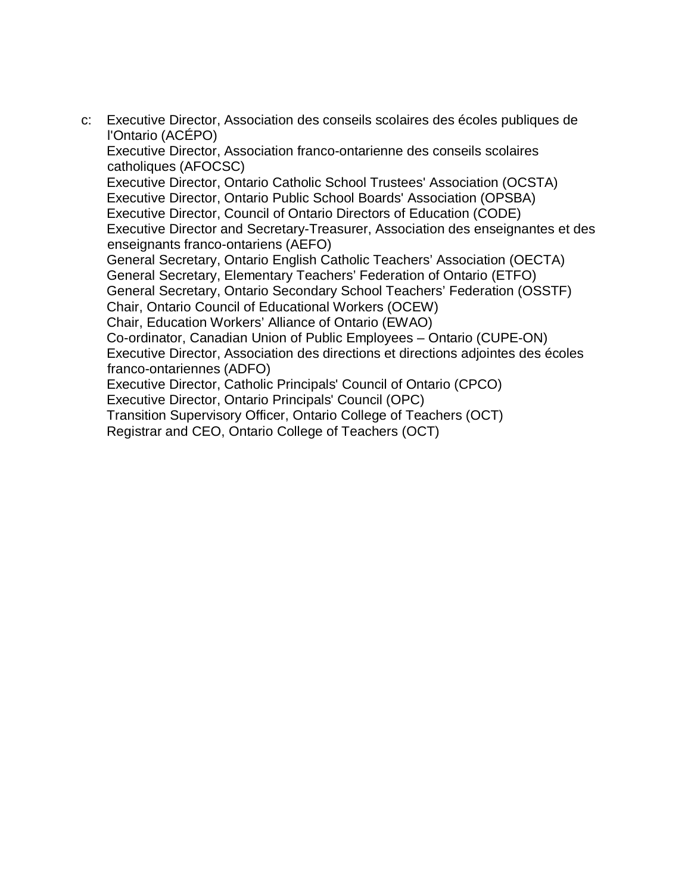c: Executive Director, Association des conseils scolaires des écoles publiques de l'Ontario (ACÉPO)
Executive Director, Association franco-ontarienne des conseils scolaires catholiques (AFOCSC)
Executive Director, Ontario Catholic School Trustees' Association (OCSTA)
Executive Director, Ontario Public School Boards' Association (OPSBA)
Executive Director, Council of Ontario Directors of Education (CODE)
Executive Director and Secretary-Treasurer, Association des enseignantes et des enseignants franco-ontariens (AEFO)
General Secretary, Ontario English Catholic Teachers’ Association (OECTA)
General Secretary, Elementary Teachers’ Federation of Ontario (ETFO)
General Secretary, Ontario Secondary School Teachers’ Federation (OSSTF)
Chair, Ontario Council of Educational Workers (OCEW)
Chair, Education Workers’ Alliance of Ontario (EWAO)
Co-ordinator, Canadian Union of Public Employees – Ontario (CUPE-ON)
Executive Director, Association des directions et directions adjointes des écoles franco-ontariennes (ADFO)
Executive Director, Catholic Principals' Council of Ontario (CPCO)
Executive Director, Ontario Principals' Council (OPC)
Transition Supervisory Officer, Ontario College of Teachers (OCT)
Registrar and CEO, Ontario College of Teachers (OCT)